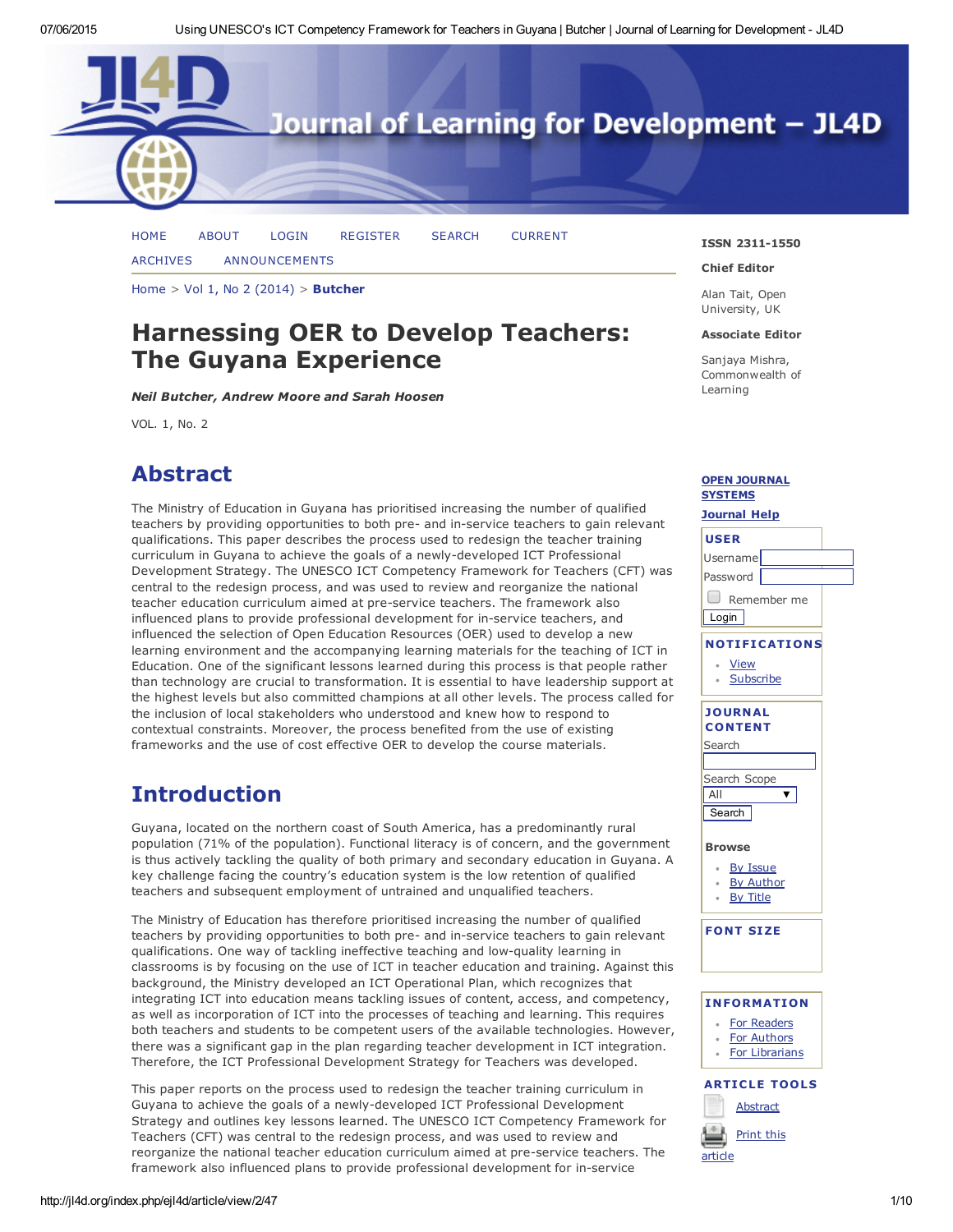# Harnessing OER to Develop Teachers: The Guyana Experience

***Neil Butcher, Andrew Moore and Sarah Hoosen***

VOL. 1, No. 2

## Abstract

The Ministry of Education in Guyana has prioritised increasing the number of qualified teachers by providing opportunities to both pre- and in-service teachers to gain relevant qualifications. This paper describes the process used to redesign the teacher training curriculum in Guyana to achieve the goals of a newly-developed ICT Professional Development Strategy. The UNESCO ICT Competency Framework for Teachers (CFT) was central to the redesign process, and was used to review and reorganize the national teacher education curriculum aimed at pre-service teachers. The framework also influenced plans to provide professional development for in-service teachers, and influenced the selection of Open Education Resources (OER) used to develop a new learning environment and the accompanying learning materials for the teaching of ICT in Education. One of the significant lessons learned during this process is that people rather than technology are crucial to transformation. It is essential to have leadership support at the highest levels but also committed champions at all other levels. The process called for the inclusion of local stakeholders who understood and knew how to respond to contextual constraints. Moreover, the process benefited from the use of existing frameworks and the use of cost effective OER to develop the course materials.

## Introduction

Guyana, located on the northern coast of South America, has a predominantly rural population (71% of the population). Functional literacy is of concern, and the government is thus actively tackling the quality of both primary and secondary education in Guyana. A key challenge facing the country's education system is the low retention of qualified teachers and subsequent employment of untrained and unqualified teachers.

The Ministry of Education has therefore prioritised increasing the number of qualified teachers by providing opportunities to both pre- and in-service teachers to gain relevant qualifications. One way of tackling ineffective teaching and low-quality learning in classrooms is by focusing on the use of ICT in teacher education and training. Against this background, the Ministry developed an ICT Operational Plan, which recognizes that integrating ICT into education means tackling issues of content, access, and competency, as well as incorporation of ICT into the processes of teaching and learning. This requires both teachers and students to be competent users of the available technologies. However, there was a significant gap in the plan regarding teacher development in ICT integration. Therefore, the ICT Professional Development Strategy for Teachers was developed.

This paper reports on the process used to redesign the teacher training curriculum in Guyana to achieve the goals of a newly-developed ICT Professional Development Strategy and outlines key lessons learned. The UNESCO ICT Competency Framework for Teachers (CFT) was central to the redesign process, and was used to review and reorganize the national teacher education curriculum aimed at pre-service teachers. The framework also influenced plans to provide professional development for in-service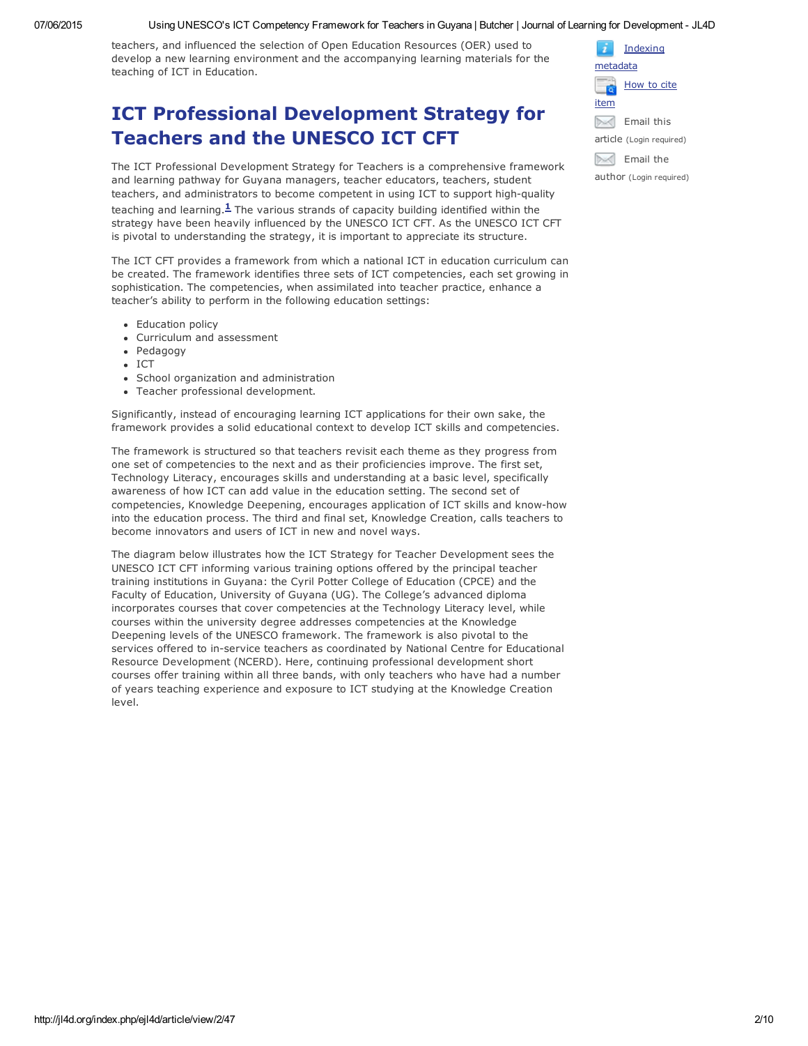teachers, and influenced the selection of Open Education Resources (OER) used to develop a new learning environment and the accompanying learning materials for the teaching of ICT in Education.

## ICT Professional Development Strategy for Teachers and the UNESCO ICT CFT

The ICT Professional Development Strategy for Teachers is a comprehensive framework and learning pathway for Guyana managers, teacher educators, teachers, student teachers, and administrators to become competent in using ICT to support high-quality teaching and learning.[1] The various strands of capacity building identified within the strategy have been heavily influenced by the UNESCO ICT CFT. As the UNESCO ICT CFT is pivotal to understanding the strategy, it is important to appreciate its structure.

The ICT CFT provides a framework from which a national ICT in education curriculum can be created. The framework identifies three sets of ICT competencies, each set growing in sophistication. The competencies, when assimilated into teacher practice, enhance a teacher's ability to perform in the following education settings:

- Education policy
- Curriculum and assessment
- Pedagogy
- ICT
- School organization and administration
- Teacher professional development.

Significantly, instead of encouraging learning ICT applications for their own sake, the framework provides a solid educational context to develop ICT skills and competencies.

The framework is structured so that teachers revisit each theme as they progress from one set of competencies to the next and as their proficiencies improve. The first set, Technology Literacy, encourages skills and understanding at a basic level, specifically awareness of how ICT can add value in the education setting. The second set of competencies, Knowledge Deepening, encourages application of ICT skills and know-how into the education process. The third and final set, Knowledge Creation, calls teachers to become innovators and users of ICT in new and novel ways.

The diagram below illustrates how the ICT Strategy for Teacher Development sees the UNESCO ICT CFT informing various training options offered by the principal teacher training institutions in Guyana: the Cyril Potter College of Education (CPCE) and the Faculty of Education, University of Guyana (UG). The College's advanced diploma incorporates courses that cover competencies at the Technology Literacy level, while courses within the university degree addresses competencies at the Knowledge Deepening levels of the UNESCO framework. The framework is also pivotal to the services offered to in-service teachers as coordinated by National Centre for Educational Resource Development (NCERD). Here, continuing professional development short courses offer training within all three bands, with only teachers who have had a number of years teaching experience and exposure to ICT studying at the Knowledge Creation level.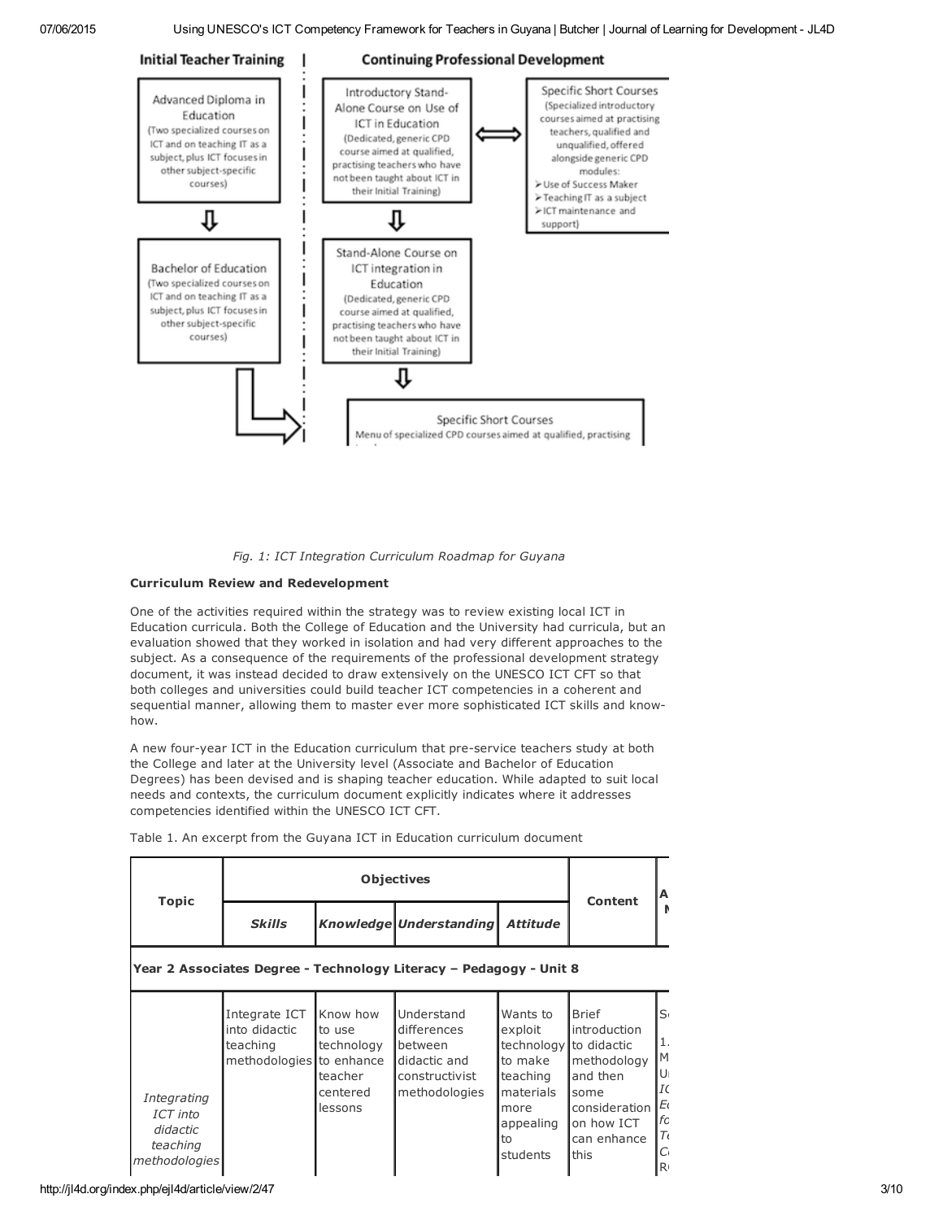Fig. 1: ICT Integration Curriculum Roadmap for Guyana

**Curriculum Review and Redevelopment**

One of the activities required within the strategy was to review existing local ICT in Education curricula. Both the College of Education and the University had curricula, but an evaluation showed that they worked in isolation and had very different approaches to the subject. As a consequence of the requirements of the professional development strategy document, it was instead decided to draw extensively on the UNESCO ICT CFT so that both colleges and universities could build teacher ICT competencies in a coherent and sequential manner, allowing them to master ever more sophisticated ICT skills and know-how.

A new four-year ICT in the Education curriculum that pre-service teachers study at both the College and later at the University level (Associate and Bachelor of Education Degrees) has been devised and is shaping teacher education. While adapted to suit local needs and contexts, the curriculum document explicitly indicates where it addresses competencies identified within the UNESCO ICT CFT.

Table 1. An excerpt from the Guyana ICT in Education curriculum document

| Topic | Objectives | | | | Content | A... M... |
|---|---|---|---|---|---|---|
| | *Skills* | *Knowledge* | *Understanding* | *Attitude* | | |
| **Year 2 Associates Degree - Technology Literacy – Pedagogy - Unit 8** | | | | | | |
| *Integrating ICT into didactic teaching methodologies* | Integrate ICT into didactic teaching methodologies | Know how to use technology to enhance teacher centered lessons | Understand differences between didactic and constructivist methodologies | Wants to exploit technology to make teaching materials more appealing to students | Brief introduction to didactic methodology and then some consideration on how ICT can enhance this | S... 1. M... U... *IC... Ed... fo... Te... C... R...* |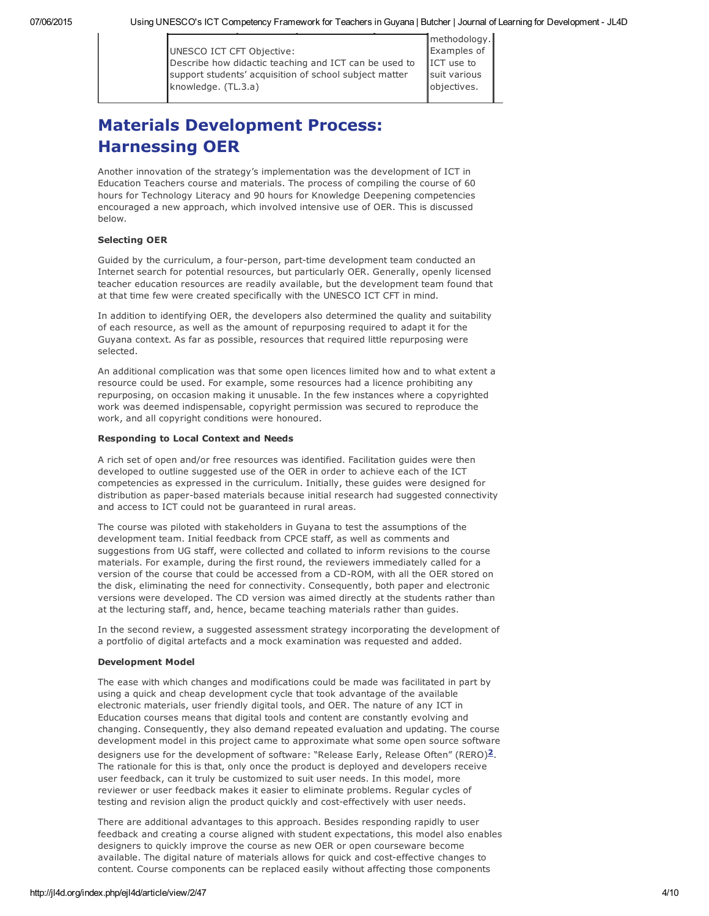| | UNESCO ICT CFT Objective: Describe how didactic teaching and ICT can be used to support students' acquisition of school subject matter knowledge. (TL.3.a) | methodology. Examples of ICT use to suit various objectives. |
|---|---|---|

## Materials Development Process: Harnessing OER

Another innovation of the strategy's implementation was the development of ICT in Education Teachers course and materials. The process of compiling the course of 60 hours for Technology Literacy and 90 hours for Knowledge Deepening competencies encouraged a new approach, which involved intensive use of OER. This is discussed below.

**Selecting OER**

Guided by the curriculum, a four-person, part-time development team conducted an Internet search for potential resources, but particularly OER. Generally, openly licensed teacher education resources are readily available, but the development team found that at that time few were created specifically with the UNESCO ICT CFT in mind.

In addition to identifying OER, the developers also determined the quality and suitability of each resource, as well as the amount of repurposing required to adapt it for the Guyana context. As far as possible, resources that required little repurposing were selected.

An additional complication was that some open licences limited how and to what extent a resource could be used. For example, some resources had a licence prohibiting any repurposing, on occasion making it unusable. In the few instances where a copyrighted work was deemed indispensable, copyright permission was secured to reproduce the work, and all copyright conditions were honoured.

**Responding to Local Context and Needs**

A rich set of open and/or free resources was identified. Facilitation guides were then developed to outline suggested use of the OER in order to achieve each of the ICT competencies as expressed in the curriculum. Initially, these guides were designed for distribution as paper-based materials because initial research had suggested connectivity and access to ICT could not be guaranteed in rural areas.

The course was piloted with stakeholders in Guyana to test the assumptions of the development team. Initial feedback from CPCE staff, as well as comments and suggestions from UG staff, were collected and collated to inform revisions to the course materials. For example, during the first round, the reviewers immediately called for a version of the course that could be accessed from a CD-ROM, with all the OER stored on the disk, eliminating the need for connectivity. Consequently, both paper and electronic versions were developed. The CD version was aimed directly at the students rather than at the lecturing staff, and, hence, became teaching materials rather than guides.

In the second review, a suggested assessment strategy incorporating the development of a portfolio of digital artefacts and a mock examination was requested and added.

**Development Model**

The ease with which changes and modifications could be made was facilitated in part by using a quick and cheap development cycle that took advantage of the available electronic materials, user friendly digital tools, and OER. The nature of any ICT in Education courses means that digital tools and content are constantly evolving and changing. Consequently, they also demand repeated evaluation and updating. The course development model in this project came to approximate what some open source software designers use for the development of software: "Release Early, Release Often" (RERO)[2]. The rationale for this is that, only once the product is deployed and developers receive user feedback, can it truly be customized to suit user needs. In this model, more reviewer or user feedback makes it easier to eliminate problems. Regular cycles of testing and revision align the product quickly and cost-effectively with user needs.

There are additional advantages to this approach. Besides responding rapidly to user feedback and creating a course aligned with student expectations, this model also enables designers to quickly improve the course as new OER or open courseware become available. The digital nature of materials allows for quick and cost-effective changes to content. Course components can be replaced easily without affecting those components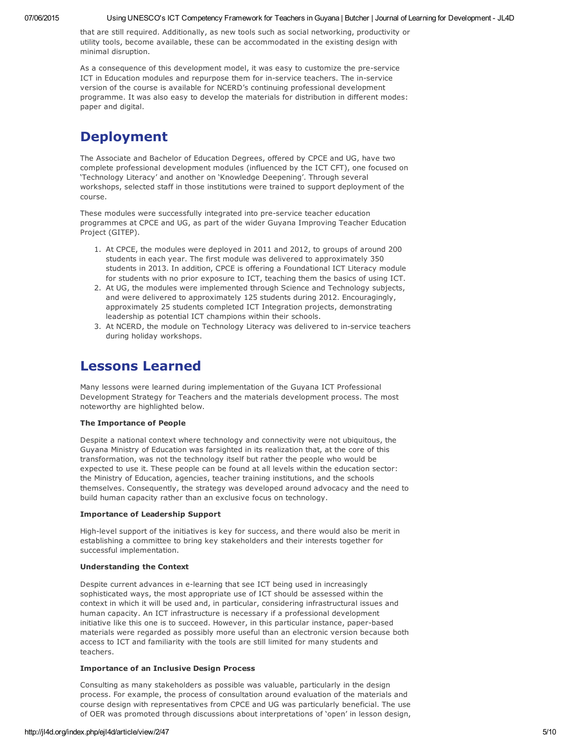that are still required. Additionally, as new tools such as social networking, productivity or utility tools, become available, these can be accommodated in the existing design with minimal disruption.

As a consequence of this development model, it was easy to customize the pre-service ICT in Education modules and repurpose them for in-service teachers. The in-service version of the course is available for NCERD's continuing professional development programme. It was also easy to develop the materials for distribution in different modes: paper and digital.

# Deployment

The Associate and Bachelor of Education Degrees, offered by CPCE and UG, have two complete professional development modules (influenced by the ICT CFT), one focused on 'Technology Literacy' and another on 'Knowledge Deepening'. Through several workshops, selected staff in those institutions were trained to support deployment of the course.

These modules were successfully integrated into pre-service teacher education programmes at CPCE and UG, as part of the wider Guyana Improving Teacher Education Project (GITEP).

1. At CPCE, the modules were deployed in 2011 and 2012, to groups of around 200 students in each year. The first module was delivered to approximately 350 students in 2013. In addition, CPCE is offering a Foundational ICT Literacy module for students with no prior exposure to ICT, teaching them the basics of using ICT.
2. At UG, the modules were implemented through Science and Technology subjects, and were delivered to approximately 125 students during 2012. Encouragingly, approximately 25 students completed ICT Integration projects, demonstrating leadership as potential ICT champions within their schools.
3. At NCERD, the module on Technology Literacy was delivered to in-service teachers during holiday workshops.

# Lessons Learned

Many lessons were learned during implementation of the Guyana ICT Professional Development Strategy for Teachers and the materials development process. The most noteworthy are highlighted below.

**The Importance of People**

Despite a national context where technology and connectivity were not ubiquitous, the Guyana Ministry of Education was farsighted in its realization that, at the core of this transformation, was not the technology itself but rather the people who would be expected to use it. These people can be found at all levels within the education sector: the Ministry of Education, agencies, teacher training institutions, and the schools themselves. Consequently, the strategy was developed around advocacy and the need to build human capacity rather than an exclusive focus on technology.

**Importance of Leadership Support**

High-level support of the initiatives is key for success, and there would also be merit in establishing a committee to bring key stakeholders and their interests together for successful implementation.

**Understanding the Context**

Despite current advances in e-learning that see ICT being used in increasingly sophisticated ways, the most appropriate use of ICT should be assessed within the context in which it will be used and, in particular, considering infrastructural issues and human capacity. An ICT infrastructure is necessary if a professional development initiative like this one is to succeed. However, in this particular instance, paper-based materials were regarded as possibly more useful than an electronic version because both access to ICT and familiarity with the tools are still limited for many students and teachers.

**Importance of an Inclusive Design Process**

Consulting as many stakeholders as possible was valuable, particularly in the design process. For example, the process of consultation around evaluation of the materials and course design with representatives from CPCE and UG was particularly beneficial. The use of OER was promoted through discussions about interpretations of 'open' in lesson design,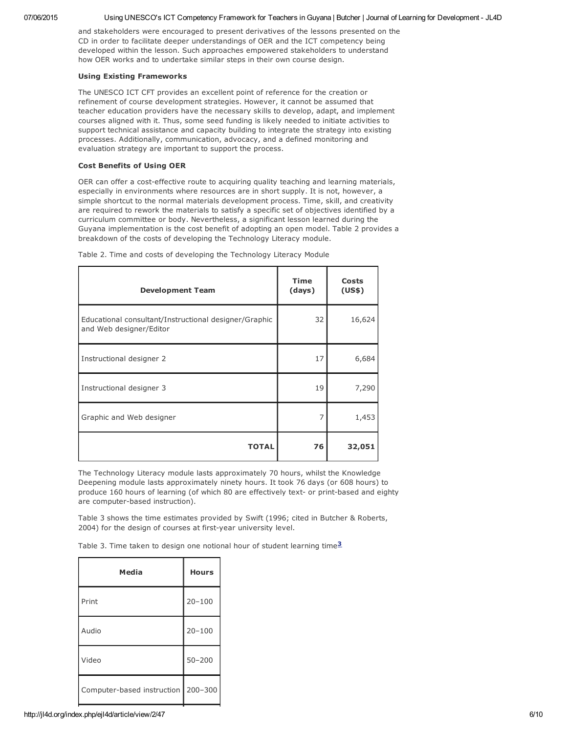and stakeholders were encouraged to present derivatives of the lessons presented on the CD in order to facilitate deeper understandings of OER and the ICT competency being developed within the lesson. Such approaches empowered stakeholders to understand how OER works and to undertake similar steps in their own course design.

**Using Existing Frameworks**

The UNESCO ICT CFT provides an excellent point of reference for the creation or refinement of course development strategies. However, it cannot be assumed that teacher education providers have the necessary skills to develop, adapt, and implement courses aligned with it. Thus, some seed funding is likely needed to initiate activities to support technical assistance and capacity building to integrate the strategy into existing processes. Additionally, communication, advocacy, and a defined monitoring and evaluation strategy are important to support the process.

**Cost Benefits of Using OER**

OER can offer a cost-effective route to acquiring quality teaching and learning materials, especially in environments where resources are in short supply. It is not, however, a simple shortcut to the normal materials development process. Time, skill, and creativity are required to rework the materials to satisfy a specific set of objectives identified by a curriculum committee or body. Nevertheless, a significant lesson learned during the Guyana implementation is the cost benefit of adopting an open model. Table 2 provides a breakdown of the costs of developing the Technology Literacy module.

Table 2. Time and costs of developing the Technology Literacy Module

| Development Team | Time (days) | Costs (US$) |
|---|---|---|
| Educational consultant/Instructional designer/Graphic and Web designer/Editor | 32 | 16,624 |
| Instructional designer 2 | 17 | 6,684 |
| Instructional designer 3 | 19 | 7,290 |
| Graphic and Web designer | 7 | 1,453 |
| **TOTAL** | **76** | **32,051** |

The Technology Literacy module lasts approximately 70 hours, whilst the Knowledge Deepening module lasts approximately ninety hours. It took 76 days (or 608 hours) to produce 160 hours of learning (of which 80 are effectively text- or print-based and eighty are computer-based instruction).

Table 3 shows the time estimates provided by Swift (1996; cited in Butcher & Roberts, 2004) for the design of courses at first-year university level.

Table 3. Time taken to design one notional hour of student learning time[3]

| Media | Hours |
|---|---|
| Print | 20–100 |
| Audio | 20–100 |
| Video | 50–200 |
| Computer-based instruction | 200–300 |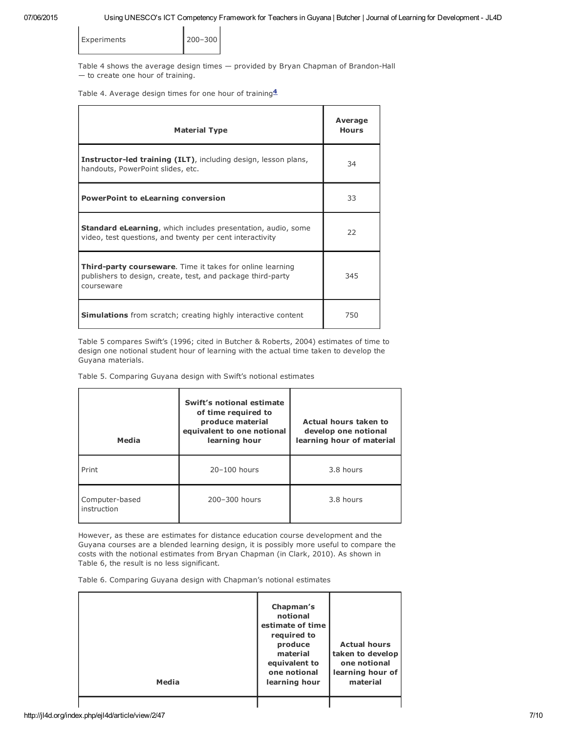| Experiments | 200–300 |
|---|---|

Table 4 shows the average design times — provided by Bryan Chapman of Brandon-Hall — to create one hour of training.

Table 4. Average design times for one hour of training[4]

| Material Type | Average Hours |
|---|---|
| **Instructor-led training (ILT)**, including design, lesson plans, handouts, PowerPoint slides, etc. | 34 |
| **PowerPoint to eLearning conversion** | 33 |
| **Standard eLearning**, which includes presentation, audio, some video, test questions, and twenty per cent interactivity | 22 |
| **Third-party courseware**. Time it takes for online learning publishers to design, create, test, and package third-party courseware | 345 |
| **Simulations** from scratch; creating highly interactive content | 750 |

Table 5 compares Swift's (1996; cited in Butcher & Roberts, 2004) estimates of time to design one notional student hour of learning with the actual time taken to develop the Guyana materials.

Table 5. Comparing Guyana design with Swift's notional estimates

| Media | Swift's notional estimate of time required to produce material equivalent to one notional learning hour | Actual hours taken to develop one notional learning hour of material |
|---|---|---|
| Print | 20–100 hours | 3.8 hours |
| Computer-based instruction | 200–300 hours | 3.8 hours |

However, as these are estimates for distance education course development and the Guyana courses are a blended learning design, it is possibly more useful to compare the costs with the notional estimates from Bryan Chapman (in Clark, 2010). As shown in Table 6, the result is no less significant.

Table 6. Comparing Guyana design with Chapman's notional estimates

| Media | Chapman's notional estimate of time required to produce material equivalent to one notional learning hour | Actual hours taken to develop one notional learning hour of material |
|---|---|---|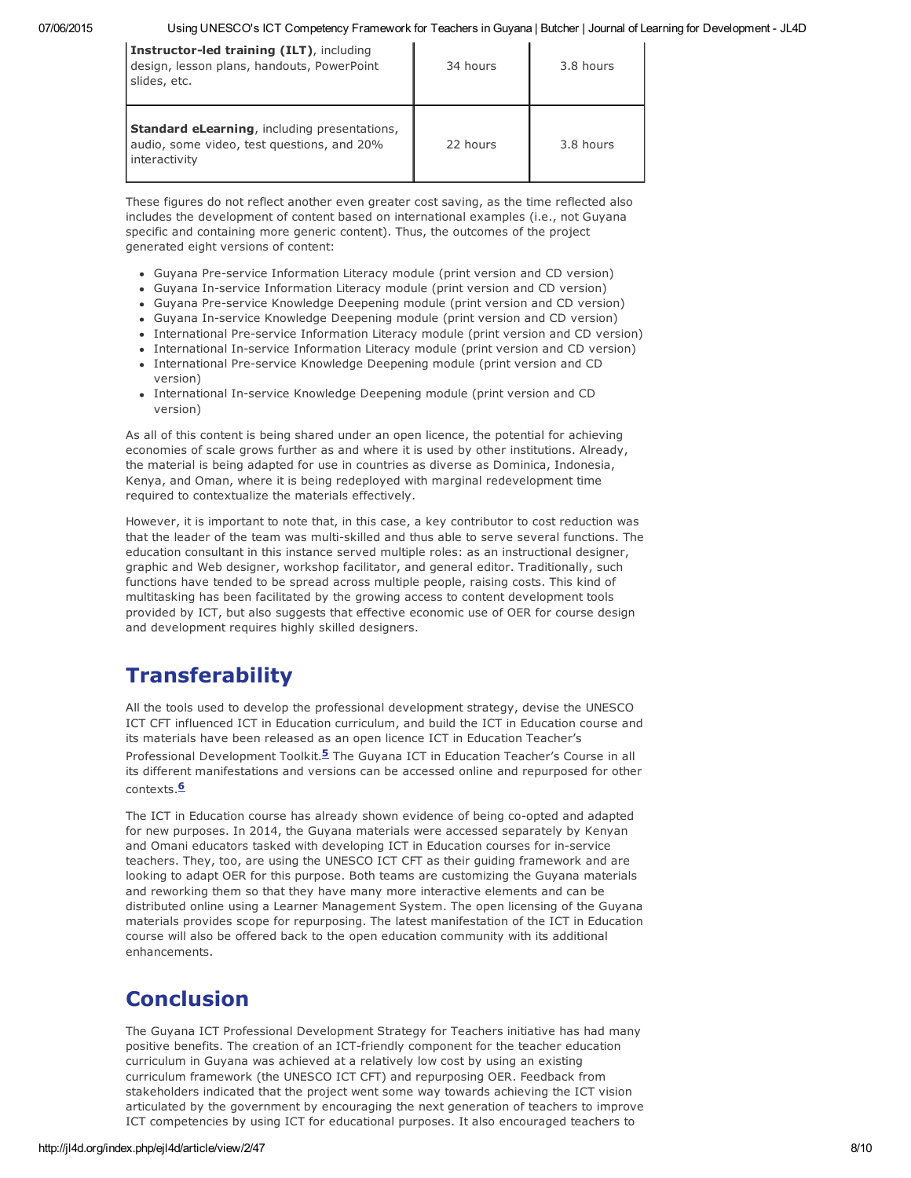| | | |
|---|---|---|
| **Instructor-led training (ILT)**, including design, lesson plans, handouts, PowerPoint slides, etc. | 34 hours | 3.8 hours |
| **Standard eLearning**, including presentations, audio, some video, test questions, and 20% interactivity | 22 hours | 3.8 hours |

These figures do not reflect another even greater cost saving, as the time reflected also includes the development of content based on international examples (i.e., not Guyana specific and containing more generic content). Thus, the outcomes of the project generated eight versions of content:

- Guyana Pre-service Information Literacy module (print version and CD version)
- Guyana In-service Information Literacy module (print version and CD version)
- Guyana Pre-service Knowledge Deepening module (print version and CD version)
- Guyana In-service Knowledge Deepening module (print version and CD version)
- International Pre-service Information Literacy module (print version and CD version)
- International In-service Information Literacy module (print version and CD version)
- International Pre-service Knowledge Deepening module (print version and CD version)
- International In-service Knowledge Deepening module (print version and CD version)

As all of this content is being shared under an open licence, the potential for achieving economies of scale grows further as and where it is used by other institutions. Already, the material is being adapted for use in countries as diverse as Dominica, Indonesia, Kenya, and Oman, where it is being redeployed with marginal redevelopment time required to contextualize the materials effectively.

However, it is important to note that, in this case, a key contributor to cost reduction was that the leader of the team was multi-skilled and thus able to serve several functions. The education consultant in this instance served multiple roles: as an instructional designer, graphic and Web designer, workshop facilitator, and general editor. Traditionally, such functions have tended to be spread across multiple people, raising costs. This kind of multitasking has been facilitated by the growing access to content development tools provided by ICT, but also suggests that effective economic use of OER for course design and development requires highly skilled designers.

## Transferability

All the tools used to develop the professional development strategy, devise the UNESCO ICT CFT influenced ICT in Education curriculum, and build the ICT in Education course and its materials have been released as an open licence ICT in Education Teacher's Professional Development Toolkit.[5] The Guyana ICT in Education Teacher's Course in all its different manifestations and versions can be accessed online and repurposed for other contexts.[6]

The ICT in Education course has already shown evidence of being co-opted and adapted for new purposes. In 2014, the Guyana materials were accessed separately by Kenyan and Omani educators tasked with developing ICT in Education courses for in-service teachers. They, too, are using the UNESCO ICT CFT as their guiding framework and are looking to adapt OER for this purpose. Both teams are customizing the Guyana materials and reworking them so that they have many more interactive elements and can be distributed online using a Learner Management System. The open licensing of the Guyana materials provides scope for repurposing. The latest manifestation of the ICT in Education course will also be offered back to the open education community with its additional enhancements.

## Conclusion

The Guyana ICT Professional Development Strategy for Teachers initiative has had many positive benefits. The creation of an ICT-friendly component for the teacher education curriculum in Guyana was achieved at a relatively low cost by using an existing curriculum framework (the UNESCO ICT CFT) and repurposing OER. Feedback from stakeholders indicated that the project went some way towards achieving the ICT vision articulated by the government by encouraging the next generation of teachers to improve ICT competencies by using ICT for educational purposes. It also encouraged teachers to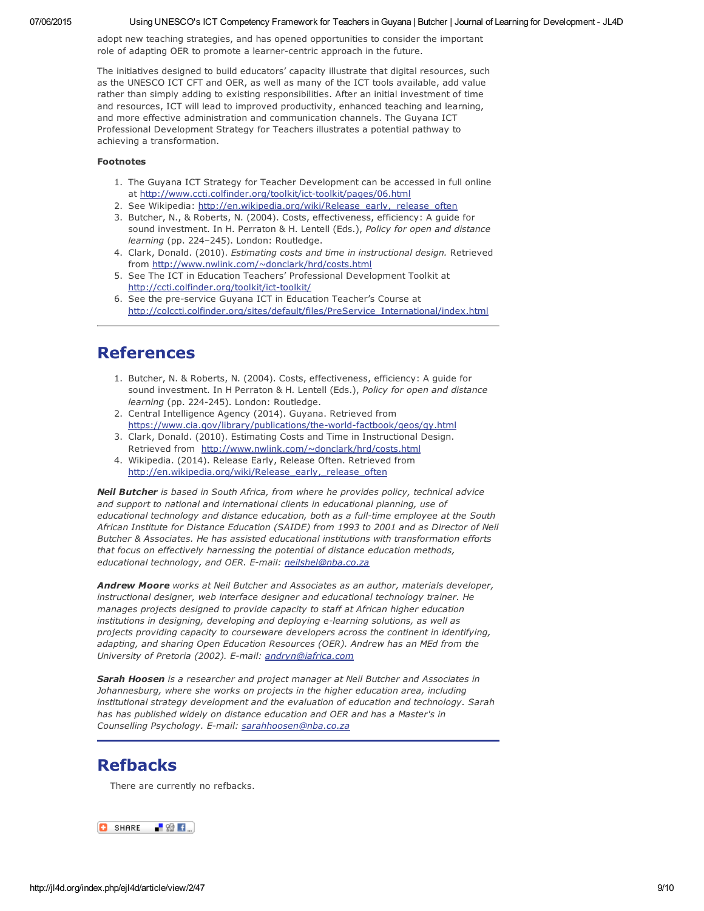adopt new teaching strategies, and has opened opportunities to consider the important role of adapting OER to promote a learner-centric approach in the future.

The initiatives designed to build educators' capacity illustrate that digital resources, such as the UNESCO ICT CFT and OER, as well as many of the ICT tools available, add value rather than simply adding to existing responsibilities. After an initial investment of time and resources, ICT will lead to improved productivity, enhanced teaching and learning, and more effective administration and communication channels. The Guyana ICT Professional Development Strategy for Teachers illustrates a potential pathway to achieving a transformation.

**Footnotes**

1. The Guyana ICT Strategy for Teacher Development can be accessed in full online at http://www.ccti.colfinder.org/toolkit/ict-toolkit/pages/06.html
2. See Wikipedia: http://en.wikipedia.org/wiki/Release_early,_release_often
3. Butcher, N., & Roberts, N. (2004). Costs, effectiveness, efficiency: A guide for sound investment. In H. Perraton & H. Lentell (Eds.), *Policy for open and distance learning* (pp. 224–245). London: Routledge.
4. Clark, Donald. (2010). *Estimating costs and time in instructional design.* Retrieved from http://www.nwlink.com/~donclark/hrd/costs.html
5. See The ICT in Education Teachers' Professional Development Toolkit at http://ccti.colfinder.org/toolkit/ict-toolkit/
6. See the pre-service Guyana ICT in Education Teacher's Course at http://colccti.colfinder.org/sites/default/files/PreService_International/index.html

# References

1. Butcher, N. & Roberts, N. (2004). Costs, effectiveness, efficiency: A guide for sound investment. In H Perraton & H. Lentell (Eds.), *Policy for open and distance learning* (pp. 224-245). London: Routledge.
2. Central Intelligence Agency (2014). Guyana. Retrieved from https://www.cia.gov/library/publications/the-world-factbook/geos/gy.html
3. Clark, Donald. (2010). Estimating Costs and Time in Instructional Design. Retrieved from http://www.nwlink.com/~donclark/hrd/costs.html
4. Wikipedia. (2014). Release Early, Release Often. Retrieved from http://en.wikipedia.org/wiki/Release_early,_release_often

***Neil Butcher*** *is based in South Africa, from where he provides policy, technical advice and support to national and international clients in educational planning, use of educational technology and distance education, both as a full-time employee at the South African Institute for Distance Education (SAIDE) from 1993 to 2001 and as Director of Neil Butcher & Associates. He has assisted educational institutions with transformation efforts that focus on effectively harnessing the potential of distance education methods, educational technology, and OER. E-mail: neilshel@nba.co.za*

***Andrew Moore*** *works at Neil Butcher and Associates as an author, materials developer, instructional designer, web interface designer and educational technology trainer. He manages projects designed to provide capacity to staff at African higher education institutions in designing, developing and deploying e-learning solutions, as well as projects providing capacity to courseware developers across the continent in identifying, adapting, and sharing Open Education Resources (OER). Andrew has an MEd from the University of Pretoria (2002). E-mail: andryn@iafrica.com*

***Sarah Hoosen*** *is a researcher and project manager at Neil Butcher and Associates in Johannesburg, where she works on projects in the higher education area, including institutional strategy development and the evaluation of education and technology. Sarah has has published widely on distance education and OER and has a Master's in Counselling Psychology. E-mail: sarahhoosen@nba.co.za*

# Refbacks

There are currently no refbacks.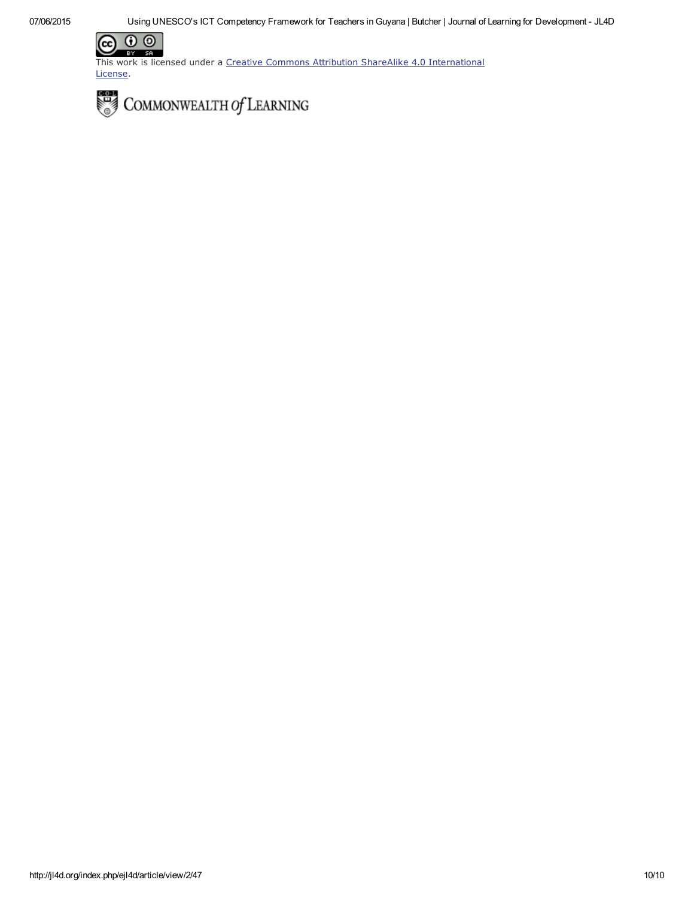This work is licensed under a Creative Commons Attribution ShareAlike 4.0 International License.

COMMONWEALTH of LEARNING